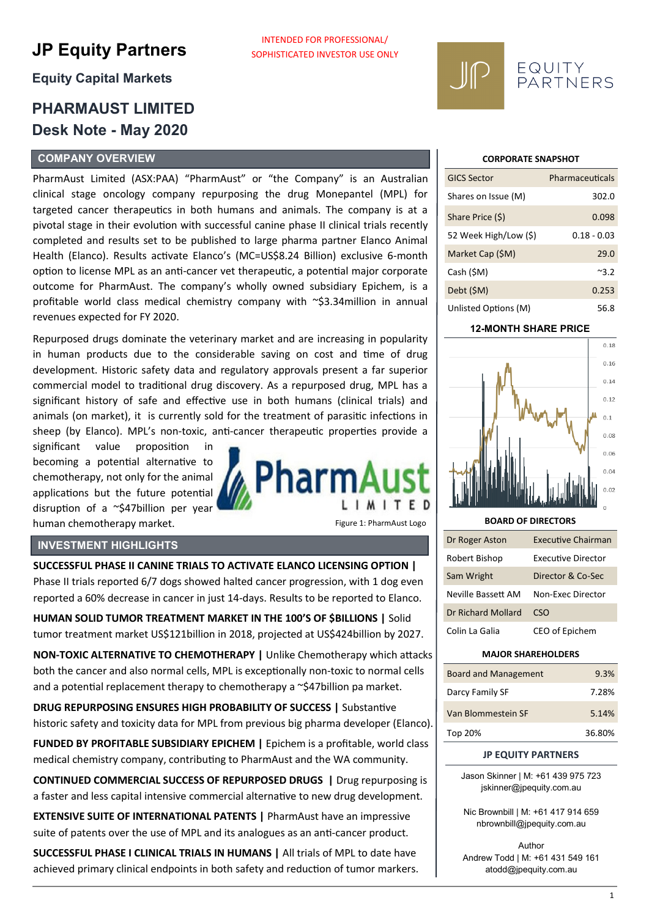# JP Equity Partners

INTENDED FOR PROFESSIONAL/ SOPHISTICATED INVESTOR USE ONLY

## Equity Capital Markets

# PHARMAUST LIMITED
# Desk Note - May 2020

## COMPANY OVERVIEW

PharmAust Limited (ASX:PAA) "PharmAust" or "the Company" is an Australian clinical stage oncology company repurposing the drug Monepantel (MPL) for targeted cancer therapeutics in both humans and animals. The company is at a pivotal stage in their evolution with successful canine phase II clinical trials recently completed and results set to be published to large pharma partner Elanco Animal Health (Elanco). Results activate Elanco's (MC=US$8.24 Billion) exclusive 6-month option to license MPL as an anti-cancer vet therapeutic, a potential major corporate outcome for PharmAust. The company's wholly owned subsidiary Epichem, is a profitable world class medical chemistry company with ~$3.34million in annual revenues expected for FY 2020.

Repurposed drugs dominate the veterinary market and are increasing in popularity in human products due to the considerable saving on cost and time of drug development. Historic safety data and regulatory approvals present a far superior commercial model to traditional drug discovery. As a repurposed drug, MPL has a significant history of safe and effective use in both humans (clinical trials) and animals (on market), it is currently sold for the treatment of parasitic infections in sheep (by Elanco). MPL's non-toxic, anti-cancer therapeutic properties provide a significant value proposition in becoming a potential alternative to chemotherapy, not only for the animal applications but the future potential disruption of a ~$47billion per year human chemotherapy market.

Figure 1: PharmAust Logo

## INVESTMENT HIGHLIGHTS

**SUCCESSFUL PHASE II CANINE TRIALS TO ACTIVATE ELANCO LICENSING OPTION |** Phase II trials reported 6/7 dogs showed halted cancer progression, with 1 dog even reported a 60% decrease in cancer in just 14-days. Results to be reported to Elanco.

**HUMAN SOLID TUMOR TREATMENT MARKET IN THE 100'S OF $BILLIONS |** Solid tumor treatment market US$121billion in 2018, projected at US$424billion by 2027.

**NON-TOXIC ALTERNATIVE TO CHEMOTHERAPY |** Unlike Chemotherapy which attacks both the cancer and also normal cells, MPL is exceptionally non-toxic to normal cells and a potential replacement therapy to chemotherapy a ~$47billion pa market.

**DRUG REPURPOSING ENSURES HIGH PROBABILITY OF SUCCESS |** Substantive historic safety and toxicity data for MPL from previous big pharma developer (Elanco).

**FUNDED BY PROFITABLE SUBSIDIARY EPICHEM |** Epichem is a profitable, world class medical chemistry company, contributing to PharmAust and the WA community.

**CONTINUED COMMERCIAL SUCCESS OF REPURPOSED DRUGS |** Drug repurposing is a faster and less capital intensive commercial alternative to new drug development.

**EXTENSIVE SUITE OF INTERNATIONAL PATENTS |** PharmAust have an impressive suite of patents over the use of MPL and its analogues as an anti-cancer product.

**SUCCESSFUL PHASE I CLINICAL TRIALS IN HUMANS |** All trials of MPL to date have achieved primary clinical endpoints in both safety and reduction of tumor markers.

### CORPORATE SNAPSHOT

| | |
|---|---|
| GICS Sector | Pharmaceuticals |
| Shares on Issue (M) | 302.0 |
| Share Price ($) | 0.098 |
| 52 Week High/Low ($) | 0.18 - 0.03 |
| Market Cap ($M) | 29.0 |
| Cash ($M) | ~3.2 |
| Debt ($M) | 0.253 |
| Unlisted Options (M) | 56.8 |

### 12-MONTH SHARE PRICE

### BOARD OF DIRECTORS

| | |
|---|---|
| Dr Roger Aston | Executive Chairman |
| Robert Bishop | Executive Director |
| Sam Wright | Director & Co-Sec |
| Neville Bassett AM | Non-Exec Director |
| Dr Richard Mollard | CSO |
| Colin La Galia | CEO of Epichem |

### MAJOR SHAREHOLDERS

| | |
|---|---|
| Board and Management | 9.3% |
| Darcy Family SF | 7.28% |
| Van Blommestein SF | 5.14% |
| Top 20% | 36.80% |

### JP EQUITY PARTNERS

Jason Skinner | M: +61 439 975 723
jskinner@jpequity.com.au

Nic Brownbill | M: +61 417 914 659
nbrownbill@jpequity.com.au

Author
Andrew Todd | M: +61 431 549 161
atodd@jpequity.com.au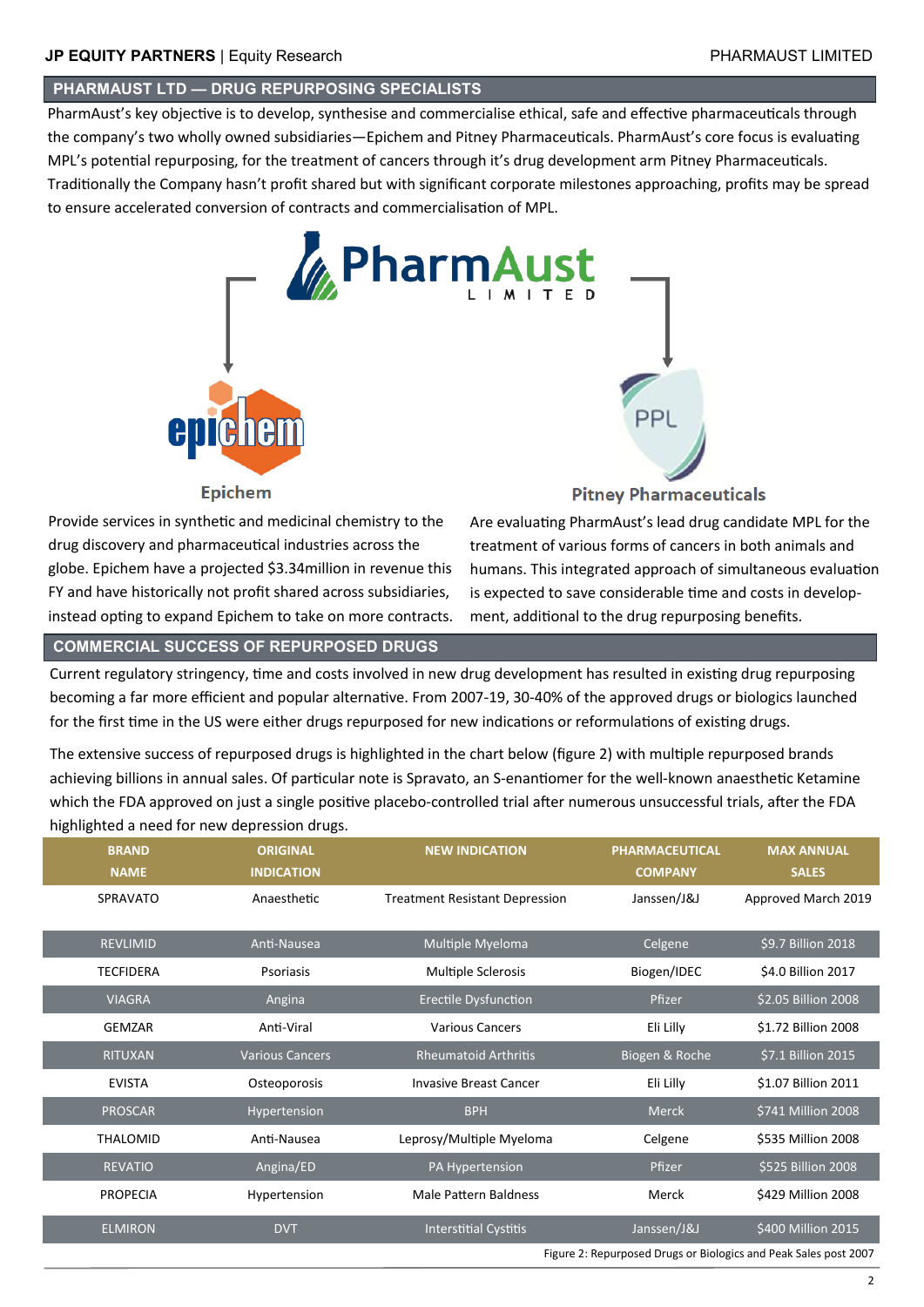## PHARMAUST LTD — DRUG REPURPOSING SPECIALISTS

PharmAust's key objective is to develop, synthesise and commercialise ethical, safe and effective pharmaceuticals through the company's two wholly owned subsidiaries—Epichem and Pitney Pharmaceuticals. PharmAust's core focus is evaluating MPL's potential repurposing, for the treatment of cancers through it's drug development arm Pitney Pharmaceuticals. Traditionally the Company hasn't profit shared but with significant corporate milestones approaching, profits may be spread to ensure accelerated conversion of contracts and commercialisation of MPL.

PharmAust LIMITED

**Epichem**

Provide services in synthetic and medicinal chemistry to the drug discovery and pharmaceutical industries across the globe. Epichem have a projected $3.34million in revenue this FY and have historically not profit shared across subsidiaries, instead opting to expand Epichem to take on more contracts.

**Pitney Pharmaceuticals**

Are evaluating PharmAust's lead drug candidate MPL for the treatment of various forms of cancers in both animals and humans. This integrated approach of simultaneous evaluation is expected to save considerable time and costs in development, additional to the drug repurposing benefits.

## COMMERCIAL SUCCESS OF REPURPOSED DRUGS

Current regulatory stringency, time and costs involved in new drug development has resulted in existing drug repurposing becoming a far more efficient and popular alternative. From 2007-19, 30-40% of the approved drugs or biologics launched for the first time in the US were either drugs repurposed for new indications or reformulations of existing drugs.

The extensive success of repurposed drugs is highlighted in the chart below (figure 2) with multiple repurposed brands achieving billions in annual sales. Of particular note is Spravato, an S-enantiomer for the well-known anaesthetic Ketamine which the FDA approved on just a single positive placebo-controlled trial after numerous unsuccessful trials, after the FDA highlighted a need for new depression drugs.

| BRAND NAME | ORIGINAL INDICATION | NEW INDICATION | PHARMACEUTICAL COMPANY | MAX ANNUAL SALES |
|---|---|---|---|---|
| SPRAVATO | Anaesthetic | Treatment Resistant Depression | Janssen/J&J | Approved March 2019 |
| REVLIMID | Anti-Nausea | Multiple Myeloma | Celgene | $9.7 Billion 2018 |
| TECFIDERA | Psoriasis | Multiple Sclerosis | Biogen/IDEC | $4.0 Billion 2017 |
| VIAGRA | Angina | Erectile Dysfunction | Pfizer | $2.05 Billion 2008 |
| GEMZAR | Anti-Viral | Various Cancers | Eli Lilly | $1.72 Billion 2008 |
| RITUXAN | Various Cancers | Rheumatoid Arthritis | Biogen & Roche | $7.1 Billion 2015 |
| EVISTA | Osteoporosis | Invasive Breast Cancer | Eli Lilly | $1.07 Billion 2011 |
| PROSCAR | Hypertension | BPH | Merck | $741 Million 2008 |
| THALOMID | Anti-Nausea | Leprosy/Multiple Myeloma | Celgene | $535 Million 2008 |
| REVATIO | Angina/ED | PA Hypertension | Pfizer | $525 Billion 2008 |
| PROPECIA | Hypertension | Male Pattern Baldness | Merck | $429 Million 2008 |
| ELMIRON | DVT | Interstitial Cystitis | Janssen/J&J | $400 Million 2015 |

Figure 2: Repurposed Drugs or Biologics and Peak Sales post 2007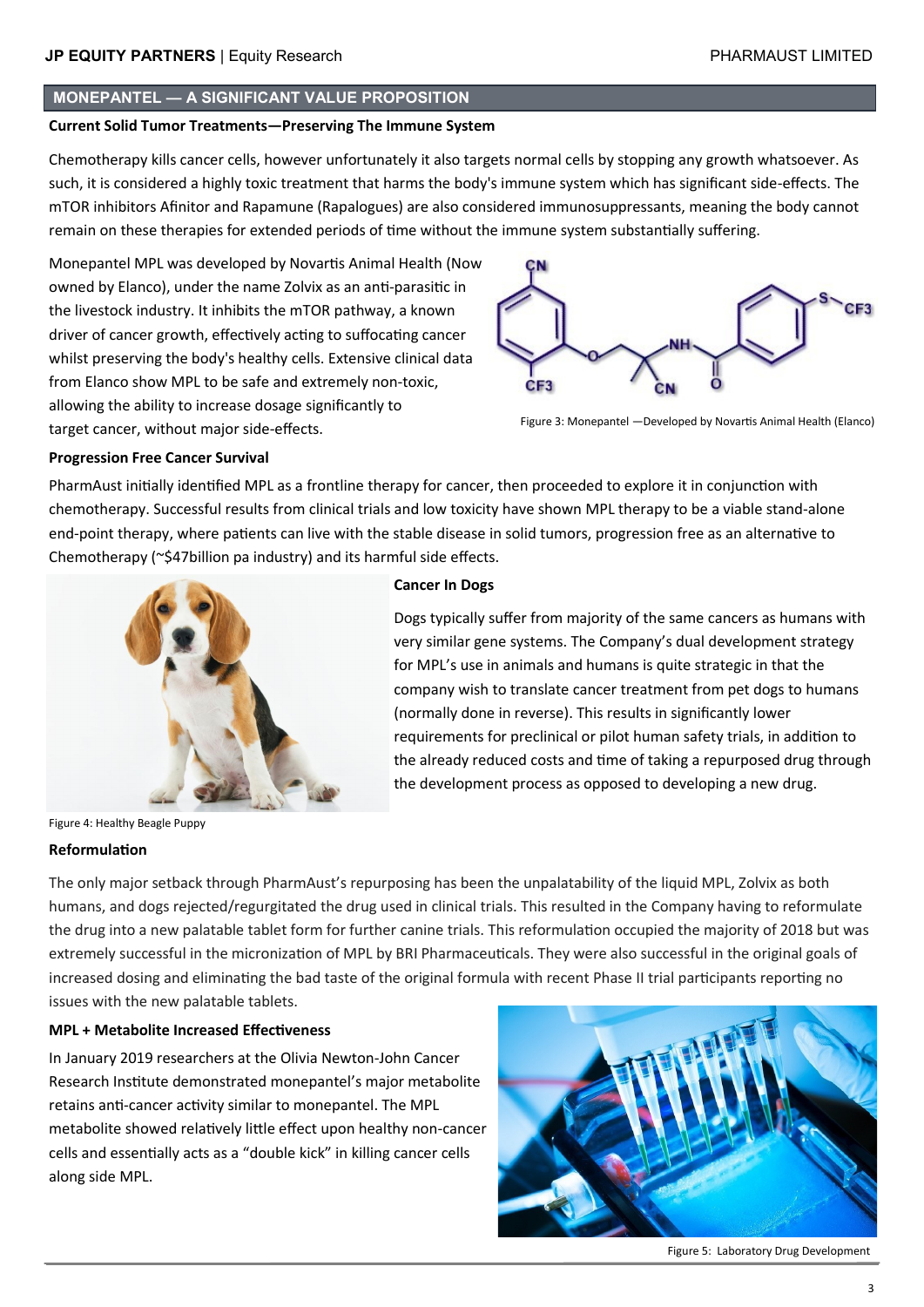## MONEPANTEL — A SIGNIFICANT VALUE PROPOSITION

**Current Solid Tumor Treatments—Preserving The Immune System**

Chemotherapy kills cancer cells, however unfortunately it also targets normal cells by stopping any growth whatsoever. As such, it is considered a highly toxic treatment that harms the body's immune system which has significant side-effects. The mTOR inhibitors Afinitor and Rapamune (Rapalogues) are also considered immunosuppressants, meaning the body cannot remain on these therapies for extended periods of time without the immune system substantially suffering.

Monepantel MPL was developed by Novartis Animal Health (Now owned by Elanco), under the name Zolvix as an anti-parasitic in the livestock industry. It inhibits the mTOR pathway, a known driver of cancer growth, effectively acting to suffocating cancer whilst preserving the body's healthy cells. Extensive clinical data from Elanco show MPL to be safe and extremely non-toxic, allowing the ability to increase dosage significantly to target cancer, without major side-effects.

Figure 3: Monepantel —Developed by Novartis Animal Health (Elanco)

**Progression Free Cancer Survival**

PharmAust initially identified MPL as a frontline therapy for cancer, then proceeded to explore it in conjunction with chemotherapy. Successful results from clinical trials and low toxicity have shown MPL therapy to be a viable stand-alone end-point therapy, where patients can live with the stable disease in solid tumors, progression free as an alternative to Chemotherapy (~$47billion pa industry) and its harmful side effects.

**Cancer In Dogs**

Dogs typically suffer from majority of the same cancers as humans with very similar gene systems. The Company's dual development strategy for MPL's use in animals and humans is quite strategic in that the company wish to translate cancer treatment from pet dogs to humans (normally done in reverse). This results in significantly lower requirements for preclinical or pilot human safety trials, in addition to the already reduced costs and time of taking a repurposed drug through the development process as opposed to developing a new drug.

Figure 4: Healthy Beagle Puppy

**Reformulation**

The only major setback through PharmAust's repurposing has been the unpalatability of the liquid MPL, Zolvix as both humans, and dogs rejected/regurgitated the drug used in clinical trials. This resulted in the Company having to reformulate the drug into a new palatable tablet form for further canine trials. This reformulation occupied the majority of 2018 but was extremely successful in the micronization of MPL by BRI Pharmaceuticals. They were also successful in the original goals of increased dosing and eliminating the bad taste of the original formula with recent Phase II trial participants reporting no issues with the new palatable tablets.

**MPL + Metabolite Increased Effectiveness**

In January 2019 researchers at the Olivia Newton-John Cancer Research Institute demonstrated monepantel's major metabolite retains anti-cancer activity similar to monepantel. The MPL metabolite showed relatively little effect upon healthy non-cancer cells and essentially acts as a "double kick" in killing cancer cells along side MPL.

Figure 5: Laboratory Drug Development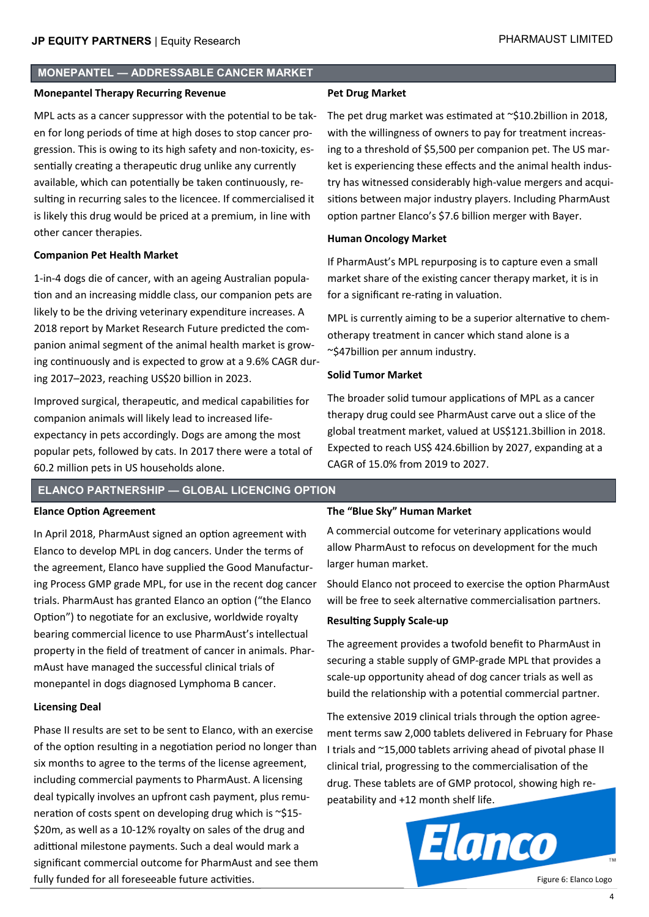## MONEPANTEL — ADDRESSABLE CANCER MARKET

### Monepantel Therapy Recurring Revenue

MPL acts as a cancer suppressor with the potential to be taken for long periods of time at high doses to stop cancer progression. This is owing to its high safety and non-toxicity, essentially creating a therapeutic drug unlike any currently available, which can potentially be taken continuously, resulting in recurring sales to the licencee. If commercialised it is likely this drug would be priced at a premium, in line with other cancer therapies.

### Companion Pet Health Market

1-in-4 dogs die of cancer, with an ageing Australian population and an increasing middle class, our companion pets are likely to be the driving veterinary expenditure increases. A 2018 report by Market Research Future predicted the companion animal segment of the animal health market is growing continuously and is expected to grow at a 9.6% CAGR during 2017–2023, reaching US$20 billion in 2023.

Improved surgical, therapeutic, and medical capabilities for companion animals will likely lead to increased life-expectancy in pets accordingly. Dogs are among the most popular pets, followed by cats. In 2017 there were a total of 60.2 million pets in US households alone.

### Pet Drug Market

The pet drug market was estimated at ~$10.2billion in 2018, with the willingness of owners to pay for treatment increasing to a threshold of $5,500 per companion pet. The US market is experiencing these effects and the animal health industry has witnessed considerably high-value mergers and acquisitions between major industry players. Including PharmAust option partner Elanco's $7.6 billion merger with Bayer.

### Human Oncology Market

If PharmAust's MPL repurposing is to capture even a small market share of the existing cancer therapy market, it is in for a significant re-rating in valuation.

MPL is currently aiming to be a superior alternative to chemotherapy treatment in cancer which stand alone is a ~$47billion per annum industry.

### Solid Tumor Market

The broader solid tumour applications of MPL as a cancer therapy drug could see PharmAust carve out a slice of the global treatment market, valued at US$121.3billion in 2018. Expected to reach US$ 424.6billion by 2027, expanding at a CAGR of 15.0% from 2019 to 2027.

## ELANCO PARTNERSHIP — GLOBAL LICENCING OPTION

### Elance Option Agreement

In April 2018, PharmAust signed an option agreement with Elanco to develop MPL in dog cancers. Under the terms of the agreement, Elanco have supplied the Good Manufacturing Process GMP grade MPL, for use in the recent dog cancer trials. PharmAust has granted Elanco an option ("the Elanco Option") to negotiate for an exclusive, worldwide royalty bearing commercial licence to use PharmAust's intellectual property in the field of treatment of cancer in animals. PharmAust have managed the successful clinical trials of monepantel in dogs diagnosed Lymphoma B cancer.

### Licensing Deal

Phase II results are set to be sent to Elanco, with an exercise of the option resulting in a negotiation period no longer than six months to agree to the terms of the license agreement, including commercial payments to PharmAust. A licensing deal typically involves an upfront cash payment, plus remuneration of costs spent on developing drug which is ~$15-$20m, as well as a 10-12% royalty on sales of the drug and adittional milestone payments. Such a deal would mark a significant commercial outcome for PharmAust and see them fully funded for all foreseeable future activities.

### The "Blue Sky" Human Market

A commercial outcome for veterinary applications would allow PharmAust to refocus on development for the much larger human market.

Should Elanco not proceed to exercise the option PharmAust will be free to seek alternative commercialisation partners.

### Resulting Supply Scale-up

The agreement provides a twofold benefit to PharmAust in securing a stable supply of GMP-grade MPL that provides a scale-up opportunity ahead of dog cancer trials as well as build the relationship with a potential commercial partner.

The extensive 2019 clinical trials through the option agreement terms saw 2,000 tablets delivered in February for Phase I trials and ~15,000 tablets arriving ahead of pivotal phase II clinical trial, progressing to the commercialisation of the drug. These tablets are of GMP protocol, showing high repeatability and +12 month shelf life.

Figure 6: Elanco Logo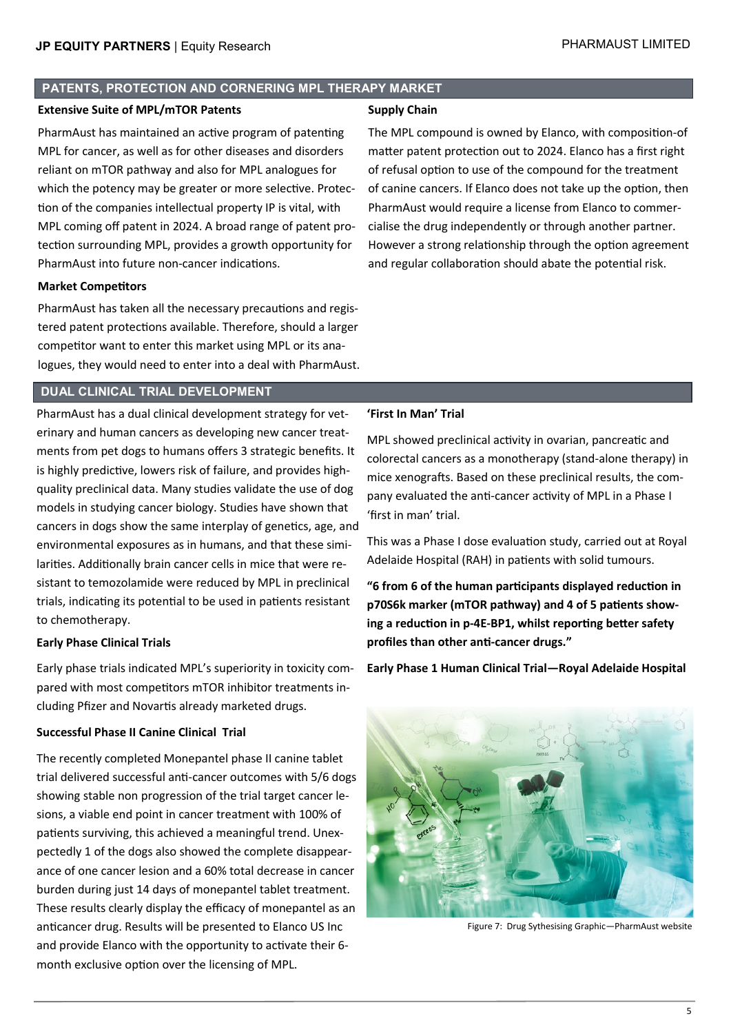## PATENTS, PROTECTION AND CORNERING MPL THERAPY MARKET

**Extensive Suite of MPL/mTOR Patents**

PharmAust has maintained an active program of patenting MPL for cancer, as well as for other diseases and disorders reliant on mTOR pathway and also for MPL analogues for which the potency may be greater or more selective. Protection of the companies intellectual property IP is vital, with MPL coming off patent in 2024. A broad range of patent protection surrounding MPL, provides a growth opportunity for PharmAust into future non-cancer indications.

**Market Competitors**

PharmAust has taken all the necessary precautions and registered patent protections available. Therefore, should a larger competitor want to enter this market using MPL or its analogues, they would need to enter into a deal with PharmAust.

**Supply Chain**

The MPL compound is owned by Elanco, with composition-of matter patent protection out to 2024. Elanco has a first right of refusal option to use of the compound for the treatment of canine cancers. If Elanco does not take up the option, then PharmAust would require a license from Elanco to commercialise the drug independently or through another partner. However a strong relationship through the option agreement and regular collaboration should abate the potential risk.

## DUAL CLINICAL TRIAL DEVELOPMENT

PharmAust has a dual clinical development strategy for veterinary and human cancers as developing new cancer treatments from pet dogs to humans offers 3 strategic benefits. It is highly predictive, lowers risk of failure, and provides high-quality preclinical data. Many studies validate the use of dog models in studying cancer biology. Studies have shown that cancers in dogs show the same interplay of genetics, age, and environmental exposures as in humans, and that these similarities. Additionally brain cancer cells in mice that were resistant to temozolamide were reduced by MPL in preclinical trials, indicating its potential to be used in patients resistant to chemotherapy.

**Early Phase Clinical Trials**

Early phase trials indicated MPL's superiority in toxicity compared with most competitors mTOR inhibitor treatments including Pfizer and Novartis already marketed drugs.

**Successful Phase II Canine Clinical Trial**

The recently completed Monepantel phase II canine tablet trial delivered successful anti-cancer outcomes with 5/6 dogs showing stable non progression of the trial target cancer lesions, a viable end point in cancer treatment with 100% of patients surviving, this achieved a meaningful trend. Unexpectedly 1 of the dogs also showed the complete disappearance of one cancer lesion and a 60% total decrease in cancer burden during just 14 days of monepantel tablet treatment. These results clearly display the efficacy of monepantel as an anticancer drug. Results will be presented to Elanco US Inc and provide Elanco with the opportunity to activate their 6-month exclusive option over the licensing of MPL.

**'First In Man' Trial**

MPL showed preclinical activity in ovarian, pancreatic and colorectal cancers as a monotherapy (stand-alone therapy) in mice xenografts. Based on these preclinical results, the company evaluated the anti-cancer activity of MPL in a Phase I 'first in man' trial.

This was a Phase I dose evaluation study, carried out at Royal Adelaide Hospital (RAH) in patients with solid tumours.

**"6 from 6 of the human participants displayed reduction in p70S6k marker (mTOR pathway) and 4 of 5 patients showing a reduction in p-4E-BP1, whilst reporting better safety profiles than other anti-cancer drugs."**

**Early Phase 1 Human Clinical Trial—Royal Adelaide Hospital**

Figure 7: Drug Sythesising Graphic—PharmAust website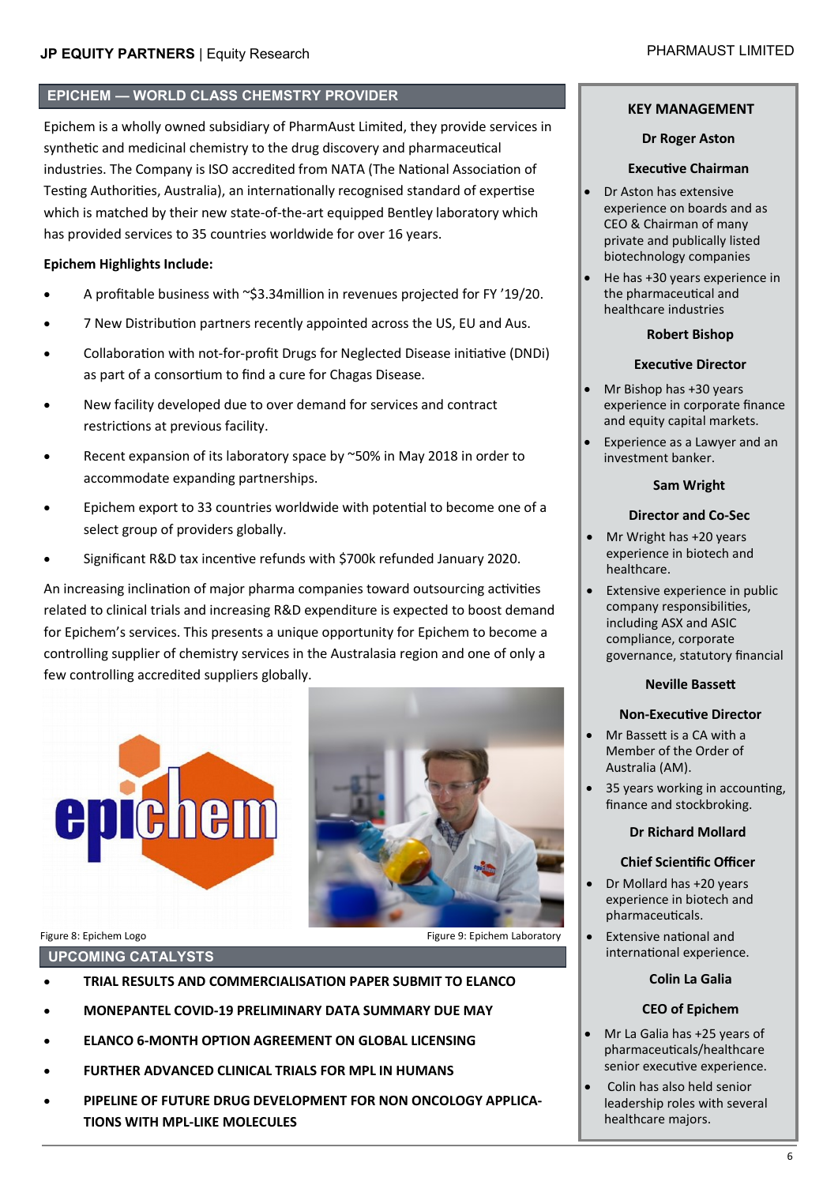## EPICHEM — WORLD CLASS CHEMSTRY PROVIDER

Epichem is a wholly owned subsidiary of PharmAust Limited, they provide services in synthetic and medicinal chemistry to the drug discovery and pharmaceutical industries. The Company is ISO accredited from NATA (The National Association of Testing Authorities, Australia), an internationally recognised standard of expertise which is matched by their new state-of-the-art equipped Bentley laboratory which has provided services to 35 countries worldwide for over 16 years.

**Epichem Highlights Include:**

- A profitable business with ~$3.34million in revenues projected for FY '19/20.
- 7 New Distribution partners recently appointed across the US, EU and Aus.
- Collaboration with not-for-profit Drugs for Neglected Disease initiative (DNDi) as part of a consortium to find a cure for Chagas Disease.
- New facility developed due to over demand for services and contract restrictions at previous facility.
- Recent expansion of its laboratory space by ~50% in May 2018 in order to accommodate expanding partnerships.
- Epichem export to 33 countries worldwide with potential to become one of a select group of providers globally.
- Significant R&D tax incentive refunds with $700k refunded January 2020.

An increasing inclination of major pharma companies toward outsourcing activities related to clinical trials and increasing R&D expenditure is expected to boost demand for Epichem's services. This presents a unique opportunity for Epichem to become a controlling supplier of chemistry services in the Australasia region and one of only a few controlling accredited suppliers globally.

Figure 8: Epichem Logo

Figure 9: Epichem Laboratory

## UPCOMING CATALYSTS

- **TRIAL RESULTS AND COMMERCIALISATION PAPER SUBMIT TO ELANCO**
- **MONEPANTEL COVID-19 PRELIMINARY DATA SUMMARY DUE MAY**
- **ELANCO 6-MONTH OPTION AGREEMENT ON GLOBAL LICENSING**
- **FURTHER ADVANCED CLINICAL TRIALS FOR MPL IN HUMANS**
- **PIPELINE OF FUTURE DRUG DEVELOPMENT FOR NON ONCOLOGY APPLICATIONS WITH MPL-LIKE MOLECULES**

## KEY MANAGEMENT

**Dr Roger Aston**

**Executive Chairman**

- Dr Aston has extensive experience on boards and as CEO & Chairman of many private and publically listed biotechnology companies
- He has +30 years experience in the pharmaceutical and healthcare industries

**Robert Bishop**

**Executive Director**

- Mr Bishop has +30 years experience in corporate finance and equity capital markets.
- Experience as a Lawyer and an investment banker.

**Sam Wright**

**Director and Co-Sec**

- Mr Wright has +20 years experience in biotech and healthcare.
- Extensive experience in public company responsibilities, including ASX and ASIC compliance, corporate governance, statutory financial

**Neville Bassett**

**Non-Executive Director**

- Mr Bassett is a CA with a Member of the Order of Australia (AM).
- 35 years working in accounting, finance and stockbroking.

**Dr Richard Mollard**

**Chief Scientific Officer**

- Dr Mollard has +20 years experience in biotech and pharmaceuticals.
- Extensive national and international experience.

**Colin La Galia**

**CEO of Epichem**

- Mr La Galia has +25 years of pharmaceuticals/healthcare senior executive experience.
- Colin has also held senior leadership roles with several healthcare majors.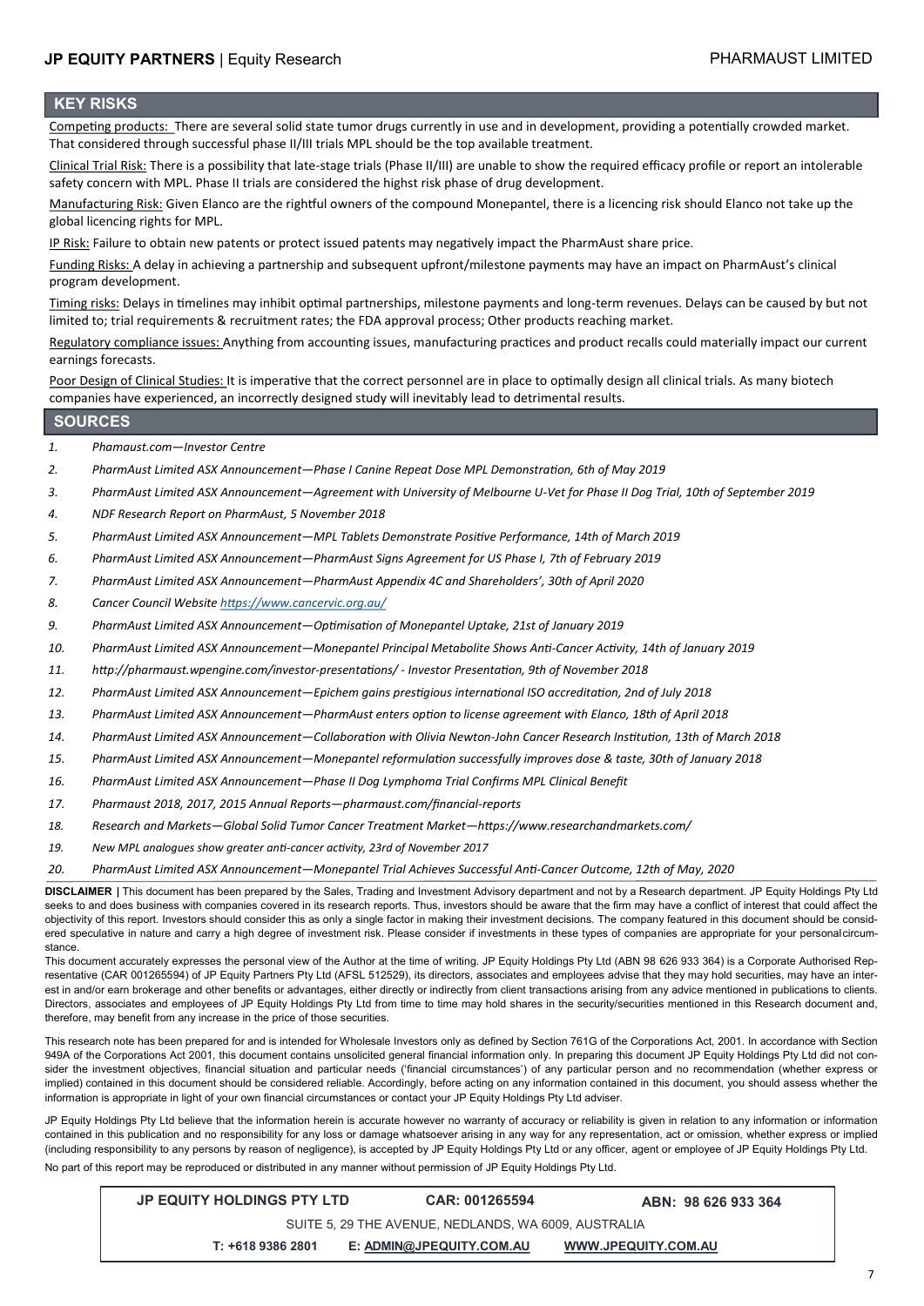## KEY RISKS

Competing products: There are several solid state tumor drugs currently in use and in development, providing a potentially crowded market. That considered through successful phase II/III trials MPL should be the top available treatment.

Clinical Trial Risk: There is a possibility that late-stage trials (Phase II/III) are unable to show the required efficacy profile or report an intolerable safety concern with MPL. Phase II trials are considered the highst risk phase of drug development.

Manufacturing Risk: Given Elanco are the rightful owners of the compound Monepantel, there is a licencing risk should Elanco not take up the global licencing rights for MPL.

IP Risk: Failure to obtain new patents or protect issued patents may negatively impact the PharmAust share price.

Funding Risks: A delay in achieving a partnership and subsequent upfront/milestone payments may have an impact on PharmAust's clinical program development.

Timing risks: Delays in timelines may inhibit optimal partnerships, milestone payments and long-term revenues. Delays can be caused by but not limited to; trial requirements & recruitment rates; the FDA approval process; Other products reaching market.

Regulatory compliance issues: Anything from accounting issues, manufacturing practices and product recalls could materially impact our current earnings forecasts.

Poor Design of Clinical Studies: It is imperative that the correct personnel are in place to optimally design all clinical trials. As many biotech companies have experienced, an incorrectly designed study will inevitably lead to detrimental results.

## SOURCES

1. *Phamaust.com—Investor Centre*
2. *PharmAust Limited ASX Announcement—Phase I Canine Repeat Dose MPL Demonstration, 6th of May 2019*
3. *PharmAust Limited ASX Announcement—Agreement with University of Melbourne U-Vet for Phase II Dog Trial, 10th of September 2019*
4. *NDF Research Report on PharmAust, 5 November 2018*
5. *PharmAust Limited ASX Announcement—MPL Tablets Demonstrate Positive Performance, 14th of March 2019*
6. *PharmAust Limited ASX Announcement—PharmAust Signs Agreement for US Phase I, 7th of February 2019*
7. *PharmAust Limited ASX Announcement—PharmAust Appendix 4C and Shareholders', 30th of April 2020*
8. *Cancer Council Website https://www.cancervic.org.au/*
9. *PharmAust Limited ASX Announcement—Optimisation of Monepantel Uptake, 21st of January 2019*
10. *PharmAust Limited ASX Announcement—Monepantel Principal Metabolite Shows Anti-Cancer Activity, 14th of January 2019*
11. *http://pharmaust.wpengine.com/investor-presentations/ - Investor Presentation, 9th of November 2018*
12. *PharmAust Limited ASX Announcement—Epichem gains prestigious international ISO accreditation, 2nd of July 2018*
13. *PharmAust Limited ASX Announcement—PharmAust enters option to license agreement with Elanco, 18th of April 2018*
14. *PharmAust Limited ASX Announcement—Collaboration with Olivia Newton-John Cancer Research Institution, 13th of March 2018*
15. *PharmAust Limited ASX Announcement—Monepantel reformulation successfully improves dose & taste, 30th of January 2018*
16. *PharmAust Limited ASX Announcement—Phase II Dog Lymphoma Trial Confirms MPL Clinical Benefit*
17. *Pharmaust 2018, 2017, 2015 Annual Reports—pharmaust.com/financial-reports*
18. *Research and Markets—Global Solid Tumor Cancer Treatment Market—https://www.researchandmarkets.com/*
19. *New MPL analogues show greater anti-cancer activity, 23rd of November 2017*
20. *PharmAust Limited ASX Announcement—Monepantel Trial Achieves Successful Anti-Cancer Outcome, 12th of May, 2020*

**DISCLAIMER |** This document has been prepared by the Sales, Trading and Investment Advisory department and not by a Research department. JP Equity Holdings Pty Ltd seeks to and does business with companies covered in its research reports. Thus, investors should be aware that the firm may have a conflict of interest that could affect the objectivity of this report. Investors should consider this as only a single factor in making their investment decisions. The company featured in this document should be considered speculative in nature and carry a high degree of investment risk. Please consider if investments in these types of companies are appropriate for your personal circumstance.

This document accurately expresses the personal view of the Author at the time of writing. JP Equity Holdings Pty Ltd (ABN 98 626 933 364) is a Corporate Authorised Representative (CAR 001265594) of JP Equity Partners Pty Ltd (AFSL 512529), its directors, associates and employees advise that they may hold securities, may have an interest in and/or earn brokerage and other benefits or advantages, either directly or indirectly from client transactions arising from any advice mentioned in publications to clients. Directors, associates and employees of JP Equity Holdings Pty Ltd from time to time may hold shares in the security/securities mentioned in this Research document and, therefore, may benefit from any increase in the price of those securities.

This research note has been prepared for and is intended for Wholesale Investors only as defined by Section 761G of the Corporations Act, 2001. In accordance with Section 949A of the Corporations Act 2001, this document contains unsolicited general financial information only. In preparing this document JP Equity Holdings Pty Ltd did not consider the investment objectives, financial situation and particular needs ('financial circumstances') of any particular person and no recommendation (whether express or implied) contained in this document should be considered reliable. Accordingly, before acting on any information contained in this document, you should assess whether the information is appropriate in light of your own financial circumstances or contact your JP Equity Holdings Pty Ltd adviser.

JP Equity Holdings Pty Ltd believe that the information herein is accurate however no warranty of accuracy or reliability is given in relation to any information or information contained in this publication and no responsibility for any loss or damage whatsoever arising in any way for any representation, act or omission, whether express or implied (including responsibility to any persons by reason of negligence), is accepted by JP Equity Holdings Pty Ltd or any officer, agent or employee of JP Equity Holdings Pty Ltd.

No part of this report may be reproduced or distributed in any manner without permission of JP Equity Holdings Pty Ltd.

**JP EQUITY HOLDINGS PTY LTD** | **CAR: 001265594** | **ABN: 98 626 933 364**

SUITE 5, 29 THE AVENUE, NEDLANDS, WA 6009, AUSTRALIA

**T: +618 9386 2801** | **E: ADMIN@JPEQUITY.COM.AU** | **WWW.JPEQUITY.COM.AU**